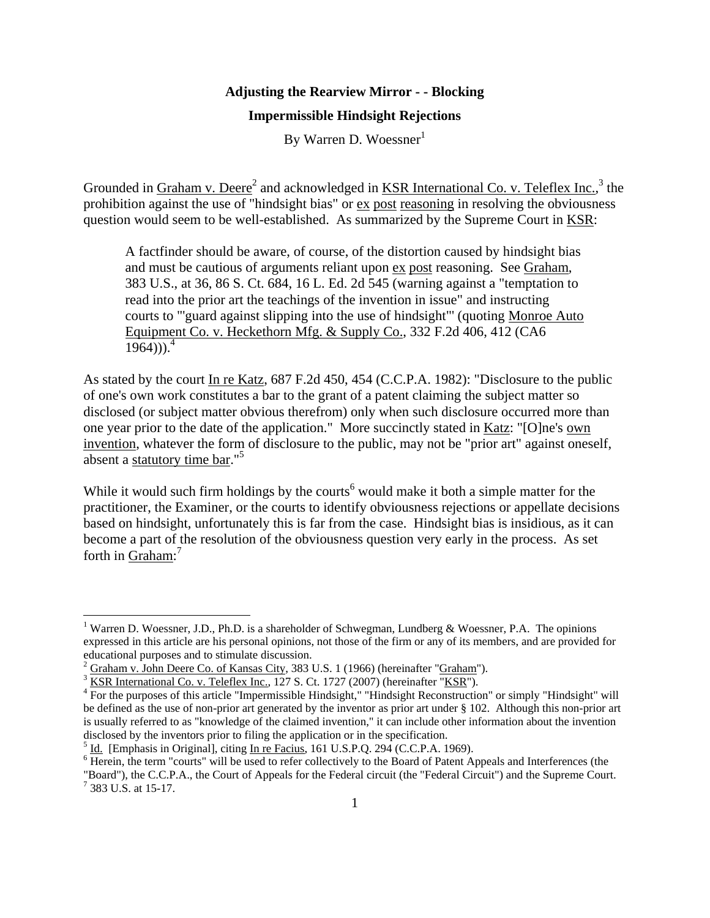**Adjusting the Rearview Mirror - - Blocking**

**Impermissible Hindsight Rejections**

By Warren D. Woessner[1]

Grounded in Graham v. Deere[2] and acknowledged in KSR International Co. v. Teleflex Inc.,[3] the prohibition against the use of "hindsight bias" or ex post reasoning in resolving the obviousness question would seem to be well-established. As summarized by the Supreme Court in KSR:

> A factfinder should be aware, of course, of the distortion caused by hindsight bias and must be cautious of arguments reliant upon ex post reasoning. See Graham, 383 U.S., at 36, 86 S. Ct. 684, 16 L. Ed. 2d 545 (warning against a "temptation to read into the prior art the teachings of the invention in issue" and instructing courts to "'guard against slipping into the use of hindsight"' (quoting Monroe Auto Equipment Co. v. Heckethorn Mfg. & Supply Co., 332 F.2d 406, 412 (CA6 1964))).[4]

As stated by the court In re Katz, 687 F.2d 450, 454 (C.C.P.A. 1982): "Disclosure to the public of one's own work constitutes a bar to the grant of a patent claiming the subject matter so disclosed (or subject matter obvious therefrom) only when such disclosure occurred more than one year prior to the date of the application." More succinctly stated in Katz: "[O]ne's own invention, whatever the form of disclosure to the public, may not be "prior art" against oneself, absent a statutory time bar."[5]

While it would such firm holdings by the courts[6] would make it both a simple matter for the practitioner, the Examiner, or the courts to identify obviousness rejections or appellate decisions based on hindsight, unfortunately this is far from the case. Hindsight bias is insidious, as it can become a part of the resolution of the obviousness question very early in the process. As set forth in Graham:[7]

---

[1] Warren D. Woessner, J.D., Ph.D. is a shareholder of Schwegman, Lundberg & Woessner, P.A. The opinions expressed in this article are his personal opinions, not those of the firm or any of its members, and are provided for educational purposes and to stimulate discussion.

[2] Graham v. John Deere Co. of Kansas City, 383 U.S. 1 (1966) (hereinafter "Graham").

[3] KSR International Co. v. Teleflex Inc., 127 S. Ct. 1727 (2007) (hereinafter "KSR").

[4] For the purposes of this article "Impermissible Hindsight," "Hindsight Reconstruction" or simply "Hindsight" will be defined as the use of non-prior art generated by the inventor as prior art under § 102. Although this non-prior art is usually referred to as "knowledge of the claimed invention," it can include other information about the invention disclosed by the inventors prior to filing the application or in the specification.

[5] Id. [Emphasis in Original], citing In re Facius, 161 U.S.P.Q. 294 (C.C.P.A. 1969).

[6] Herein, the term "courts" will be used to refer collectively to the Board of Patent Appeals and Interferences (the "Board"), the C.C.P.A., the Court of Appeals for the Federal circuit (the "Federal Circuit") and the Supreme Court.

[7] 383 U.S. at 15-17.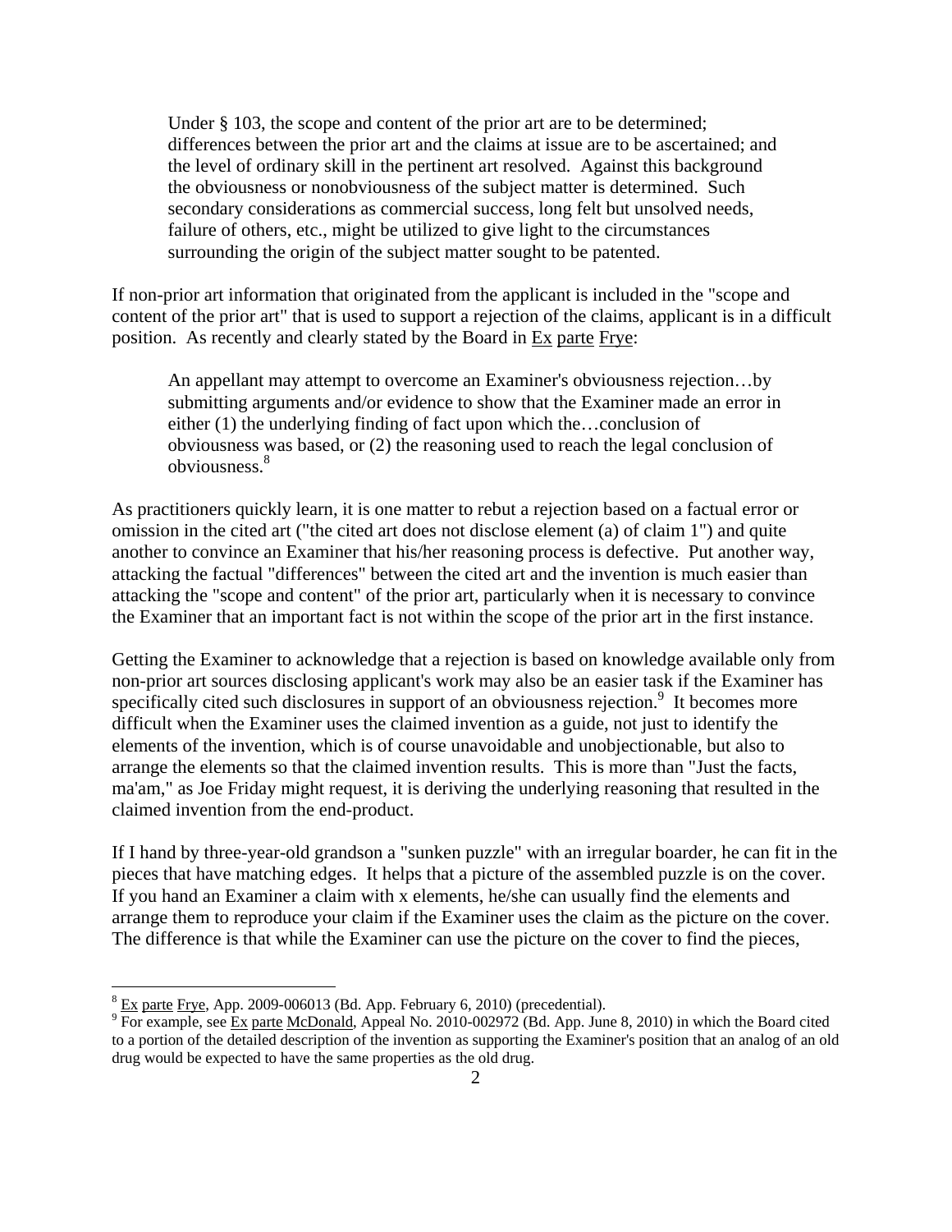> Under § 103, the scope and content of the prior art are to be determined; differences between the prior art and the claims at issue are to be ascertained; and the level of ordinary skill in the pertinent art resolved. Against this background the obviousness or nonobviousness of the subject matter is determined. Such secondary considerations as commercial success, long felt but unsolved needs, failure of others, etc., might be utilized to give light to the circumstances surrounding the origin of the subject matter sought to be patented.

If non-prior art information that originated from the applicant is included in the "scope and content of the prior art" that is used to support a rejection of the claims, applicant is in a difficult position. As recently and clearly stated by the Board in Ex parte Frye:

> An appellant may attempt to overcome an Examiner's obviousness rejection…by submitting arguments and/or evidence to show that the Examiner made an error in either (1) the underlying finding of fact upon which the…conclusion of obviousness was based, or (2) the reasoning used to reach the legal conclusion of obviousness.[8]

As practitioners quickly learn, it is one matter to rebut a rejection based on a factual error or omission in the cited art ("the cited art does not disclose element (a) of claim 1") and quite another to convince an Examiner that his/her reasoning process is defective. Put another way, attacking the factual "differences" between the cited art and the invention is much easier than attacking the "scope and content" of the prior art, particularly when it is necessary to convince the Examiner that an important fact is not within the scope of the prior art in the first instance.

Getting the Examiner to acknowledge that a rejection is based on knowledge available only from non-prior art sources disclosing applicant's work may also be an easier task if the Examiner has specifically cited such disclosures in support of an obviousness rejection.[9] It becomes more difficult when the Examiner uses the claimed invention as a guide, not just to identify the elements of the invention, which is of course unavoidable and unobjectionable, but also to arrange the elements so that the claimed invention results. This is more than "Just the facts, ma'am," as Joe Friday might request, it is deriving the underlying reasoning that resulted in the claimed invention from the end-product.

If I hand by three-year-old grandson a "sunken puzzle" with an irregular boarder, he can fit in the pieces that have matching edges. It helps that a picture of the assembled puzzle is on the cover. If you hand an Examiner a claim with x elements, he/she can usually find the elements and arrange them to reproduce your claim if the Examiner uses the claim as the picture on the cover. The difference is that while the Examiner can use the picture on the cover to find the pieces,

---

[8] Ex parte Frye, App. 2009-006013 (Bd. App. February 6, 2010) (precedential).

[9] For example, see Ex parte McDonald, Appeal No. 2010-002972 (Bd. App. June 8, 2010) in which the Board cited to a portion of the detailed description of the invention as supporting the Examiner's position that an analog of an old drug would be expected to have the same properties as the old drug.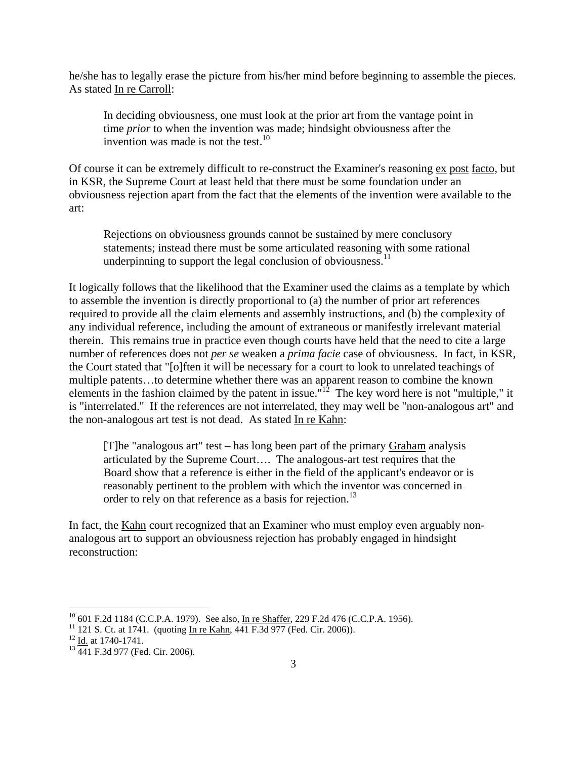he/she has to legally erase the picture from his/her mind before beginning to assemble the pieces. As stated In re Carroll:

> In deciding obviousness, one must look at the prior art from the vantage point in time *prior* to when the invention was made; hindsight obviousness after the invention was made is not the test.[10]

Of course it can be extremely difficult to re-construct the Examiner's reasoning ex post facto, but in KSR, the Supreme Court at least held that there must be some foundation under an obviousness rejection apart from the fact that the elements of the invention were available to the art:

> Rejections on obviousness grounds cannot be sustained by mere conclusory statements; instead there must be some articulated reasoning with some rational underpinning to support the legal conclusion of obviousness.[11]

It logically follows that the likelihood that the Examiner used the claims as a template by which to assemble the invention is directly proportional to (a) the number of prior art references required to provide all the claim elements and assembly instructions, and (b) the complexity of any individual reference, including the amount of extraneous or manifestly irrelevant material therein. This remains true in practice even though courts have held that the need to cite a large number of references does not *per se* weaken a *prima facie* case of obviousness. In fact, in KSR, the Court stated that "[o]ften it will be necessary for a court to look to unrelated teachings of multiple patents…to determine whether there was an apparent reason to combine the known elements in the fashion claimed by the patent in issue."[12] The key word here is not "multiple," it is "interrelated." If the references are not interrelated, they may well be "non-analogous art" and the non-analogous art test is not dead. As stated In re Kahn:

> [T]he "analogous art" test – has long been part of the primary Graham analysis articulated by the Supreme Court…. The analogous-art test requires that the Board show that a reference is either in the field of the applicant's endeavor or is reasonably pertinent to the problem with which the inventor was concerned in order to rely on that reference as a basis for rejection.[13]

In fact, the Kahn court recognized that an Examiner who must employ even arguably non-analogous art to support an obviousness rejection has probably engaged in hindsight reconstruction:

---

[10] 601 F.2d 1184 (C.C.P.A. 1979). See also, In re Shaffer, 229 F.2d 476 (C.C.P.A. 1956).

[11] 121 S. Ct. at 1741. (quoting In re Kahn, 441 F.3d 977 (Fed. Cir. 2006)).

[12] Id. at 1740-1741.

[13] 441 F.3d 977 (Fed. Cir. 2006).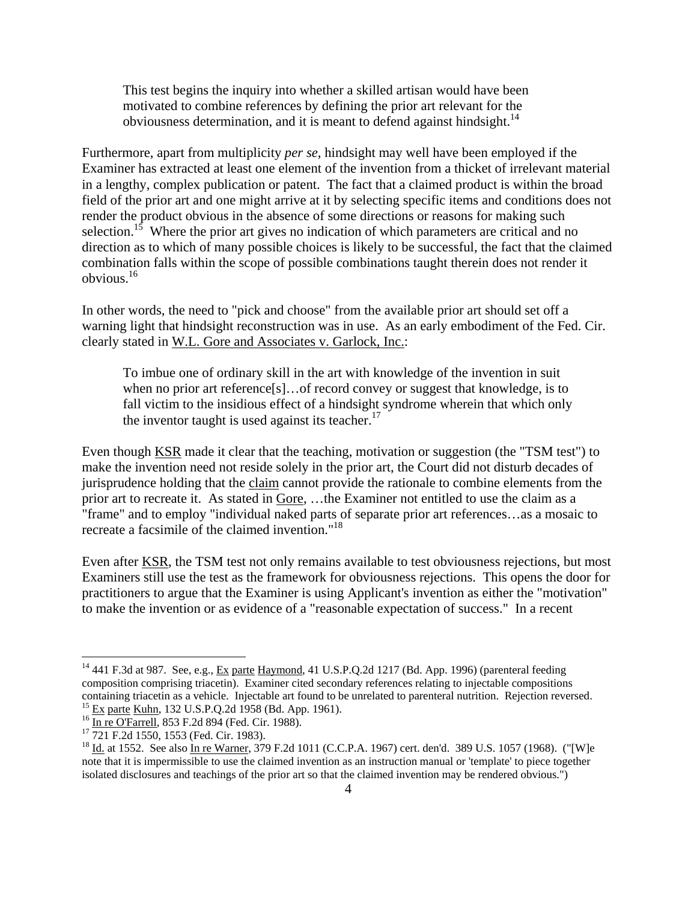> This test begins the inquiry into whether a skilled artisan would have been motivated to combine references by defining the prior art relevant for the obviousness determination, and it is meant to defend against hindsight.[14]

Furthermore, apart from multiplicity *per se*, hindsight may well have been employed if the Examiner has extracted at least one element of the invention from a thicket of irrelevant material in a lengthy, complex publication or patent. The fact that a claimed product is within the broad field of the prior art and one might arrive at it by selecting specific items and conditions does not render the product obvious in the absence of some directions or reasons for making such selection.[15] Where the prior art gives no indication of which parameters are critical and no direction as to which of many possible choices is likely to be successful, the fact that the claimed combination falls within the scope of possible combinations taught therein does not render it obvious.[16]

In other words, the need to "pick and choose" from the available prior art should set off a warning light that hindsight reconstruction was in use. As an early embodiment of the Fed. Cir. clearly stated in W.L. Gore and Associates v. Garlock, Inc.:

> To imbue one of ordinary skill in the art with knowledge of the invention in suit when no prior art reference[s]…of record convey or suggest that knowledge, is to fall victim to the insidious effect of a hindsight syndrome wherein that which only the inventor taught is used against its teacher.[17]

Even though KSR made it clear that the teaching, motivation or suggestion (the "TSM test") to make the invention need not reside solely in the prior art, the Court did not disturb decades of jurisprudence holding that the claim cannot provide the rationale to combine elements from the prior art to recreate it. As stated in Gore, …the Examiner not entitled to use the claim as a "frame" and to employ "individual naked parts of separate prior art references…as a mosaic to recreate a facsimile of the claimed invention."[18]

Even after KSR, the TSM test not only remains available to test obviousness rejections, but most Examiners still use the test as the framework for obviousness rejections. This opens the door for practitioners to argue that the Examiner is using Applicant's invention as either the "motivation" to make the invention or as evidence of a "reasonable expectation of success." In a recent

---

[14] 441 F.3d at 987. See, e.g., Ex parte Haymond, 41 U.S.P.Q.2d 1217 (Bd. App. 1996) (parenteral feeding composition comprising triacetin). Examiner cited secondary references relating to injectable compositions containing triacetin as a vehicle. Injectable art found to be unrelated to parenteral nutrition. Rejection reversed.

[15] Ex parte Kuhn, 132 U.S.P.Q.2d 1958 (Bd. App. 1961).

[16] In re O'Farrell, 853 F.2d 894 (Fed. Cir. 1988).

[17] 721 F.2d 1550, 1553 (Fed. Cir. 1983).

[18] Id. at 1552. See also In re Warner, 379 F.2d 1011 (C.C.P.A. 1967) cert. den'd. 389 U.S. 1057 (1968). ("[W]e note that it is impermissible to use the claimed invention as an instruction manual or 'template' to piece together isolated disclosures and teachings of the prior art so that the claimed invention may be rendered obvious.")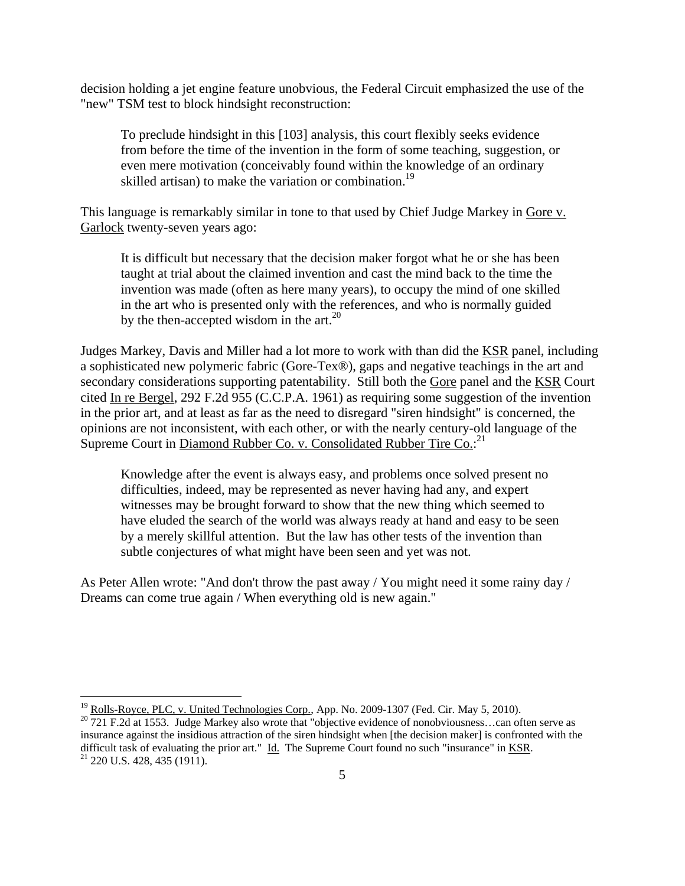decision holding a jet engine feature unobvious, the Federal Circuit emphasized the use of the "new" TSM test to block hindsight reconstruction:

> To preclude hindsight in this [103] analysis, this court flexibly seeks evidence from before the time of the invention in the form of some teaching, suggestion, or even mere motivation (conceivably found within the knowledge of an ordinary skilled artisan) to make the variation or combination.[19]

This language is remarkably similar in tone to that used by Chief Judge Markey in Gore v. Garlock twenty-seven years ago:

> It is difficult but necessary that the decision maker forgot what he or she has been taught at trial about the claimed invention and cast the mind back to the time the invention was made (often as here many years), to occupy the mind of one skilled in the art who is presented only with the references, and who is normally guided by the then-accepted wisdom in the art.[20]

Judges Markey, Davis and Miller had a lot more to work with than did the KSR panel, including a sophisticated new polymeric fabric (Gore-Tex®), gaps and negative teachings in the art and secondary considerations supporting patentability. Still both the Gore panel and the KSR Court cited In re Bergel, 292 F.2d 955 (C.C.P.A. 1961) as requiring some suggestion of the invention in the prior art, and at least as far as the need to disregard "siren hindsight" is concerned, the opinions are not inconsistent, with each other, or with the nearly century-old language of the Supreme Court in Diamond Rubber Co. v. Consolidated Rubber Tire Co.:[21]

> Knowledge after the event is always easy, and problems once solved present no difficulties, indeed, may be represented as never having had any, and expert witnesses may be brought forward to show that the new thing which seemed to have eluded the search of the world was always ready at hand and easy to be seen by a merely skillful attention. But the law has other tests of the invention than subtle conjectures of what might have been seen and yet was not.

As Peter Allen wrote: "And don't throw the past away / You might need it some rainy day / Dreams can come true again / When everything old is new again."

---

[19] Rolls-Royce, PLC, v. United Technologies Corp., App. No. 2009-1307 (Fed. Cir. May 5, 2010).

[20] 721 F.2d at 1553. Judge Markey also wrote that "objective evidence of nonobviousness…can often serve as insurance against the insidious attraction of the siren hindsight when [the decision maker] is confronted with the difficult task of evaluating the prior art." Id. The Supreme Court found no such "insurance" in KSR.

[21] 220 U.S. 428, 435 (1911).